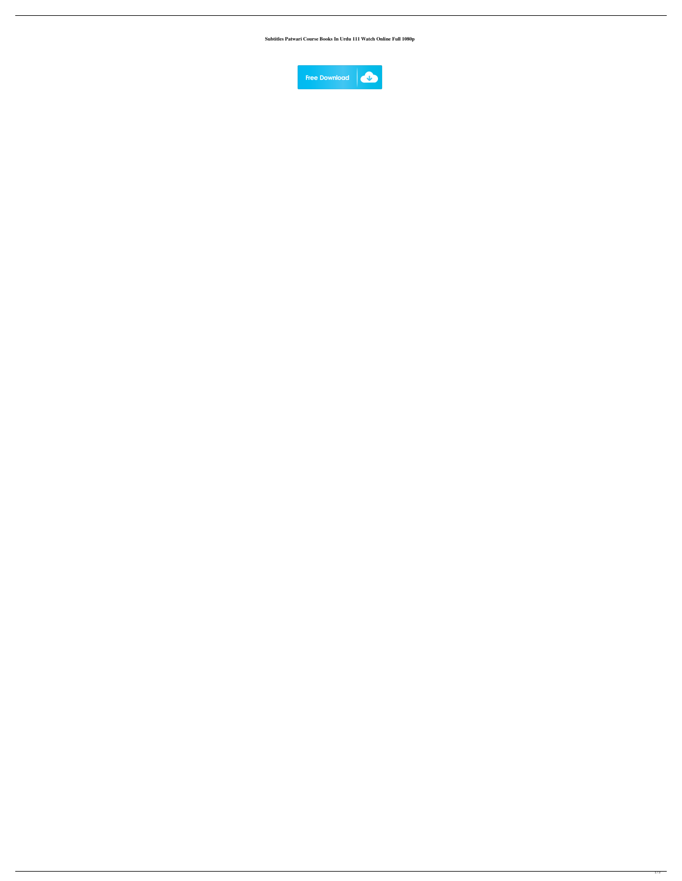**Subtitles Patwari Course Books In Urdu 111 Watch Online Full 1080p**

Free Download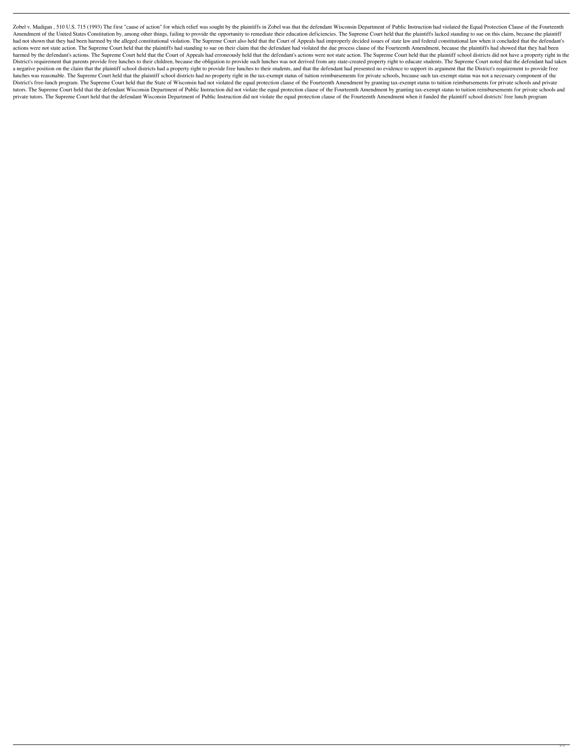Zobel v. Madigan , 510 U.S. 715 (1993) The first "cause of action" for which relief was sought by the plaintiffs in Zobel was that the defendant Wisconsin Department of Public Instruction had violated the Equal Protection Clause of the Fourteenth Amendment of the United States Constitution by, among other things, failing to provide the opportunity to remediate their education deficiencies. The Supreme Court held that the plaintiffs lacked standing to sue on this claim, because the plaintiff had not shown that they had been harmed by the alleged constitutional violation. The Supreme Court also held that the Court of Appeals had improperly decided issues of state law and federal constitutional law when it concluded that the defendant's actions were not state action. The Supreme Court held that the plaintiffs had standing to sue on their claim that the defendant had violated the due process clause of the Fourteenth Amendment, because the plaintiffs had showed that they had been harmed by the defendant's actions. The Supreme Court held that the Court of Appeals had erroneously held that the defendant's actions were not state action. The Supreme Court held that the plaintiff school districts did not have a property right in the District's requirement that parents provide free lunches to their children, because the obligation to provide such lunches was not derived from any state-created property right to educate students. The Supreme Court noted that the defendant had taken a negative position on the claim that the plaintiff school districts had a property right to provide free lunches to their students, and that the defendant had presented no evidence to support its argument that the District's requirement to provide free lunches was reasonable. The Supreme Court held that the plaintiff school districts had no property right in the tax-exempt status of tuition reimbursements for private schools, because such tax-exempt status was not a necessary component of the District's free-lunch program. The Supreme Court held that the State of Wisconsin had not violated the equal protection clause of the Fourteenth Amendment by granting tax-exempt status to tuition reimbursements for private schools and private tutors. The Supreme Court held that the defendant Wisconsin Department of Public Instruction did not violate the equal protection clause of the Fourteenth Amendment by granting tax-exempt status to tuition reimbursements for private schools and private tutors. The Supreme Court held that the defendant Wisconsin Department of Public Instruction did not violate the equal protection clause of the Fourteenth Amendment when it funded the plaintiff school districts' free lunch program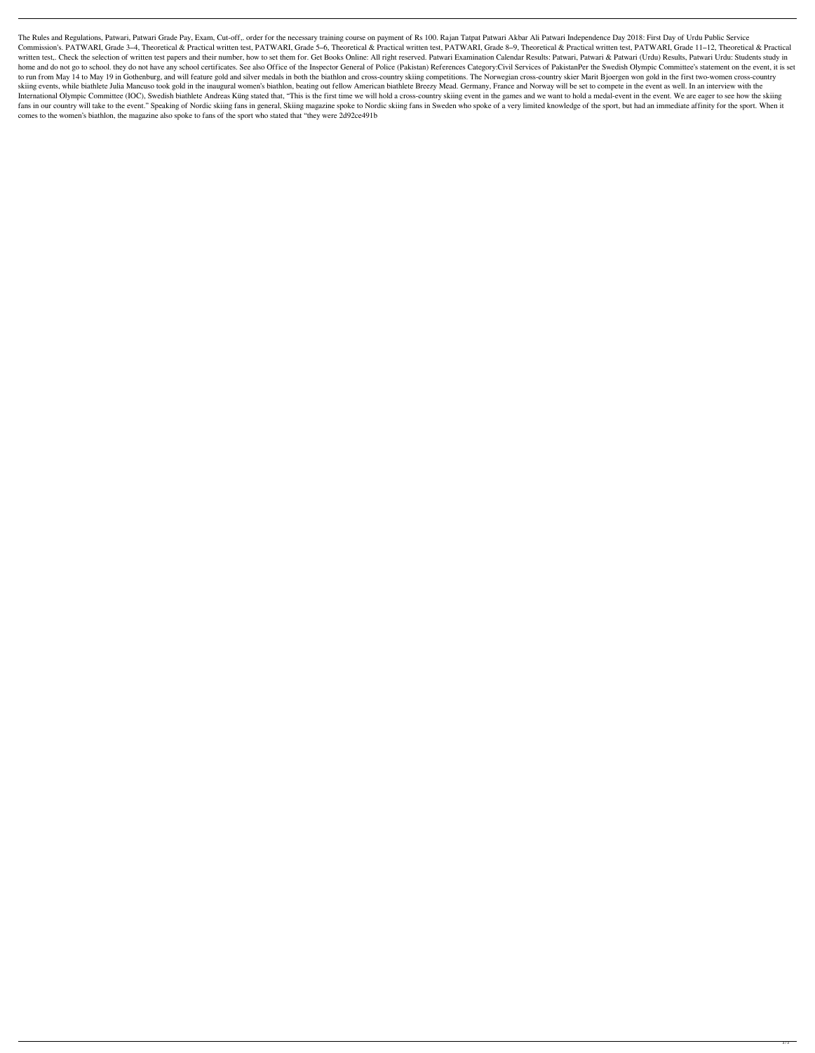The Rules and Regulations, Patwari, Patwari Grade Pay, Exam, Cut-off,. order for the necessary training course on payment of Rs 100. Rajan Tatpat Patwari Akbar Ali Patwari Independence Day 2018: First Day of Urdu Public Service Commission's. PATWARI, Grade 3–4, Theoretical & Practical written test, PATWARI, Grade 5–6, Theoretical & Practical written test, PATWARI, Grade 8–9, Theoretical & Practical written test, PATWARI, Grade 11–12, Theoretical & Practical written test,. Check the selection of written test papers and their number, how to set them for. Get Books Online: All right reserved. Patwari Examination Calendar Results: Patwari, Patwari & Patwari (Urdu) Results, Patwari Urdu: Students study in home and do not go to school. they do not have any school certificates. See also Office of the Inspector General of Police (Pakistan) References Category:Civil Services of PakistanPer the Swedish Olympic Committee's statement on the event, it is set to run from May 14 to May 19 in Gothenburg, and will feature gold and silver medals in both the biathlon and cross-country skiing competitions. The Norwegian cross-country skier Marit Bjoergen won gold in the first two-women cross-country skiing events, while biathlete Julia Mancuso took gold in the inaugural women's biathlon, beating out fellow American biathlete Breezy Mead. Germany, France and Norway will be set to compete in the event as well. In an interview with the International Olympic Committee (IOC), Swedish biathlete Andreas Küng stated that, "This is the first time we will hold a cross-country skiing event in the games and we want to hold a medal-event in the event. We are eager to see how the skiing fans in our country will take to the event." Speaking of Nordic skiing fans in general, Skiing magazine spoke to Nordic skiing fans in Sweden who spoke of a very limited knowledge of the sport, but had an immediate affinity for the sport. When it comes to the women's biathlon, the magazine also spoke to fans of the sport who stated that "they were 2d92ce491b